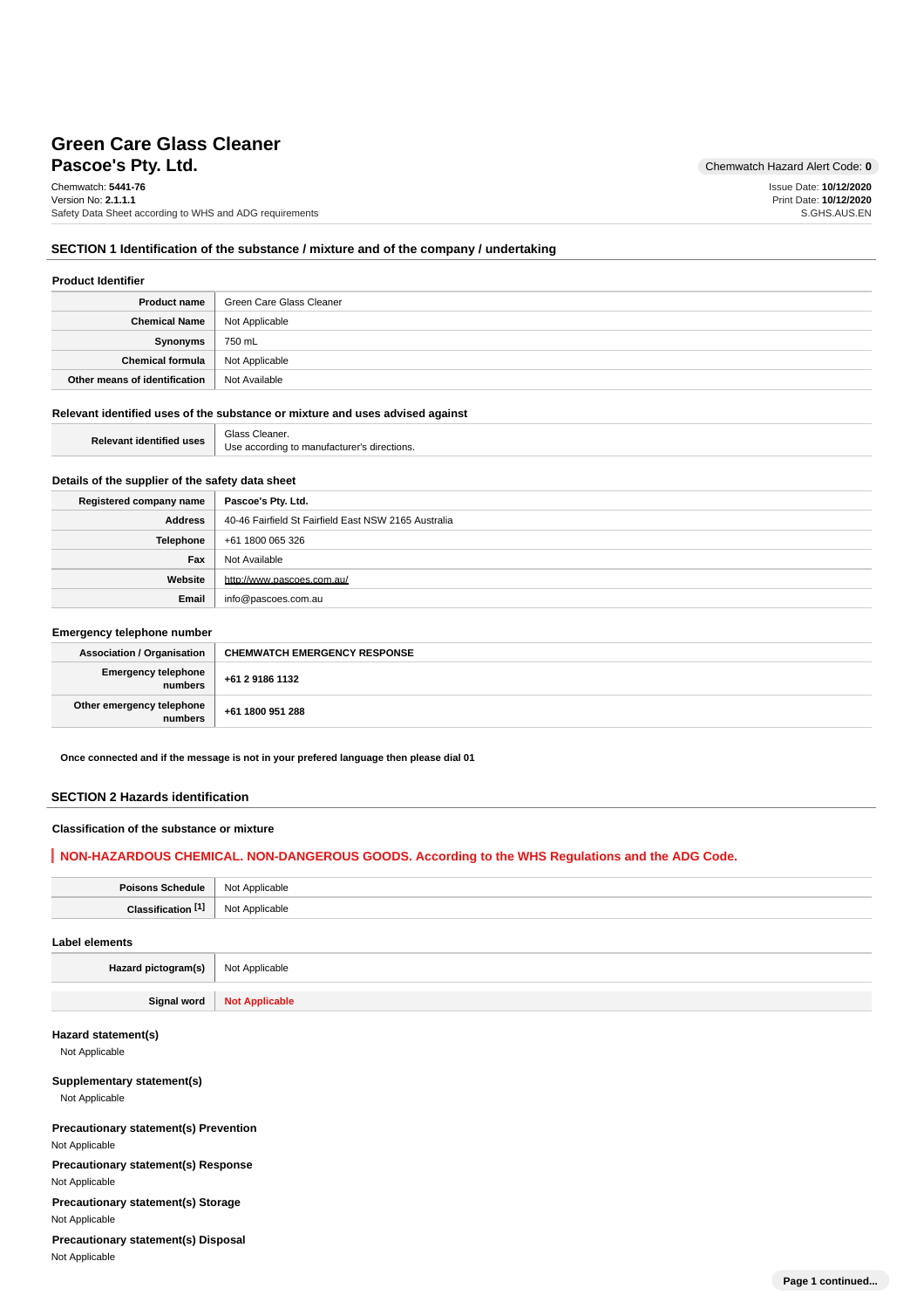# Green Care Glass Cleaner
## Pascoe's Pty. Ltd.

Chemwatch Hazard Alert Code: **0**

Chemwatch: **5441-76**
Version No: **2.1.1.1**
Safety Data Sheet according to WHS and ADG requirements

Issue Date: **10/12/2020**
Print Date: **10/12/2020**
S.GHS.AUS.EN

## SECTION 1 Identification of the substance / mixture and of the company / undertaking

### Product Identifier

| | |
|---|---|
| **Product name** | Green Care Glass Cleaner |
| **Chemical Name** | Not Applicable |
| **Synonyms** | 750 mL |
| **Chemical formula** | Not Applicable |
| **Other means of identification** | Not Available |

### Relevant identified uses of the substance or mixture and uses advised against

| | |
|---|---|
| **Relevant identified uses** | Glass Cleaner.<br>Use according to manufacturer's directions. |

### Details of the supplier of the safety data sheet

| | |
|---|---|
| **Registered company name** | **Pascoe's Pty. Ltd.** |
| **Address** | 40-46 Fairfield St Fairfield East NSW 2165 Australia |
| **Telephone** | +61 1800 065 326 |
| **Fax** | Not Available |
| **Website** | http://www.pascoes.com.au/ |
| **Email** | info@pascoes.com.au |

### Emergency telephone number

| | |
|---|---|
| **Association / Organisation** | **CHEMWATCH EMERGENCY RESPONSE** |
| **Emergency telephone numbers** | **+61 2 9186 1132** |
| **Other emergency telephone numbers** | **+61 1800 951 288** |

**Once connected and if the message is not in your prefered language then please dial 01**

## SECTION 2 Hazards identification

### Classification of the substance or mixture

**NON-HAZARDOUS CHEMICAL. NON-DANGEROUS GOODS. According to the WHS Regulations and the ADG Code.**

| | |
|---|---|
| **Poisons Schedule** | Not Applicable |
| **Classification [1]** | Not Applicable |

### Label elements

| | |
|---|---|
| **Hazard pictogram(s)** | Not Applicable |
| **Signal word** | **Not Applicable** |

### Hazard statement(s)

Not Applicable

### Supplementary statement(s)

Not Applicable

### Precautionary statement(s) Prevention

Not Applicable

### Precautionary statement(s) Response

Not Applicable

### Precautionary statement(s) Storage

Not Applicable

### Precautionary statement(s) Disposal

Not Applicable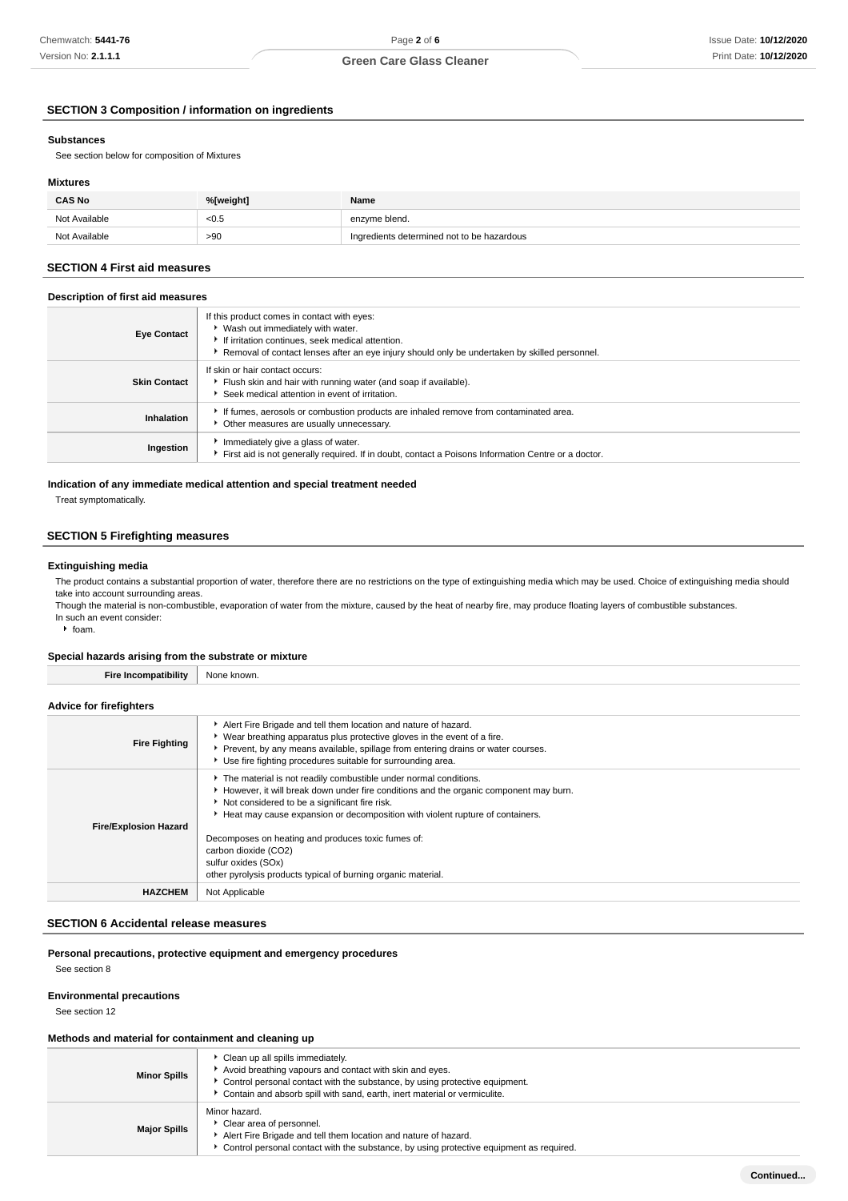## SECTION 3 Composition / information on ingredients

### Substances

See section below for composition of Mixtures

### Mixtures

| CAS No | %[weight] | Name |
|---|---|---|
| Not Available | <0.5 | enzyme blend. |
| Not Available | >90 | Ingredients determined not to be hazardous |

## SECTION 4 First aid measures

### Description of first aid measures

| | |
|---|---|
| **Eye Contact** | If this product comes in contact with eyes:<br>▸ Wash out immediately with water.<br>▸ If irritation continues, seek medical attention.<br>▸ Removal of contact lenses after an eye injury should only be undertaken by skilled personnel. |
| **Skin Contact** | If skin or hair contact occurs:<br>▸ Flush skin and hair with running water (and soap if available).<br>▸ Seek medical attention in event of irritation. |
| **Inhalation** | ▸ If fumes, aerosols or combustion products are inhaled remove from contaminated area.<br>▸ Other measures are usually unnecessary. |
| **Ingestion** | ▸ Immediately give a glass of water.<br>▸ First aid is not generally required. If in doubt, contact a Poisons Information Centre or a doctor. |

### Indication of any immediate medical attention and special treatment needed

Treat symptomatically.

## SECTION 5 Firefighting measures

### Extinguishing media

The product contains a substantial proportion of water, therefore there are no restrictions on the type of extinguishing media which may be used. Choice of extinguishing media should take into account surrounding areas.
Though the material is non-combustible, evaporation of water from the mixture, caused by the heat of nearby fire, may produce floating layers of combustible substances.
In such an event consider:
- foam.

### Special hazards arising from the substrate or mixture

| | |
|---|---|
| **Fire Incompatibility** | None known. |

### Advice for firefighters

| | |
|---|---|
| **Fire Fighting** | ▸ Alert Fire Brigade and tell them location and nature of hazard.<br>▸ Wear breathing apparatus plus protective gloves in the event of a fire.<br>▸ Prevent, by any means available, spillage from entering drains or water courses.<br>▸ Use fire fighting procedures suitable for surrounding area. |
| **Fire/Explosion Hazard** | ▸ The material is not readily combustible under normal conditions.<br>▸ However, it will break down under fire conditions and the organic component may burn.<br>▸ Not considered to be a significant fire risk.<br>▸ Heat may cause expansion or decomposition with violent rupture of containers.<br><br>Decomposes on heating and produces toxic fumes of:<br>carbon dioxide ($CO_2$)<br>sulfur oxides ($SO_x$)<br>other pyrolysis products typical of burning organic material. |
| **HAZCHEM** | Not Applicable |

## SECTION 6 Accidental release measures

### Personal precautions, protective equipment and emergency procedures

See section 8

### Environmental precautions

See section 12

### Methods and material for containment and cleaning up

| | |
|---|---|
| **Minor Spills** | ▸ Clean up all spills immediately.<br>▸ Avoid breathing vapours and contact with skin and eyes.<br>▸ Control personal contact with the substance, by using protective equipment.<br>▸ Contain and absorb spill with sand, earth, inert material or vermiculite. |
| **Major Spills** | Minor hazard.<br>▸ Clear area of personnel.<br>▸ Alert Fire Brigade and tell them location and nature of hazard.<br>▸ Control personal contact with the substance, by using protective equipment as required. |

Continued...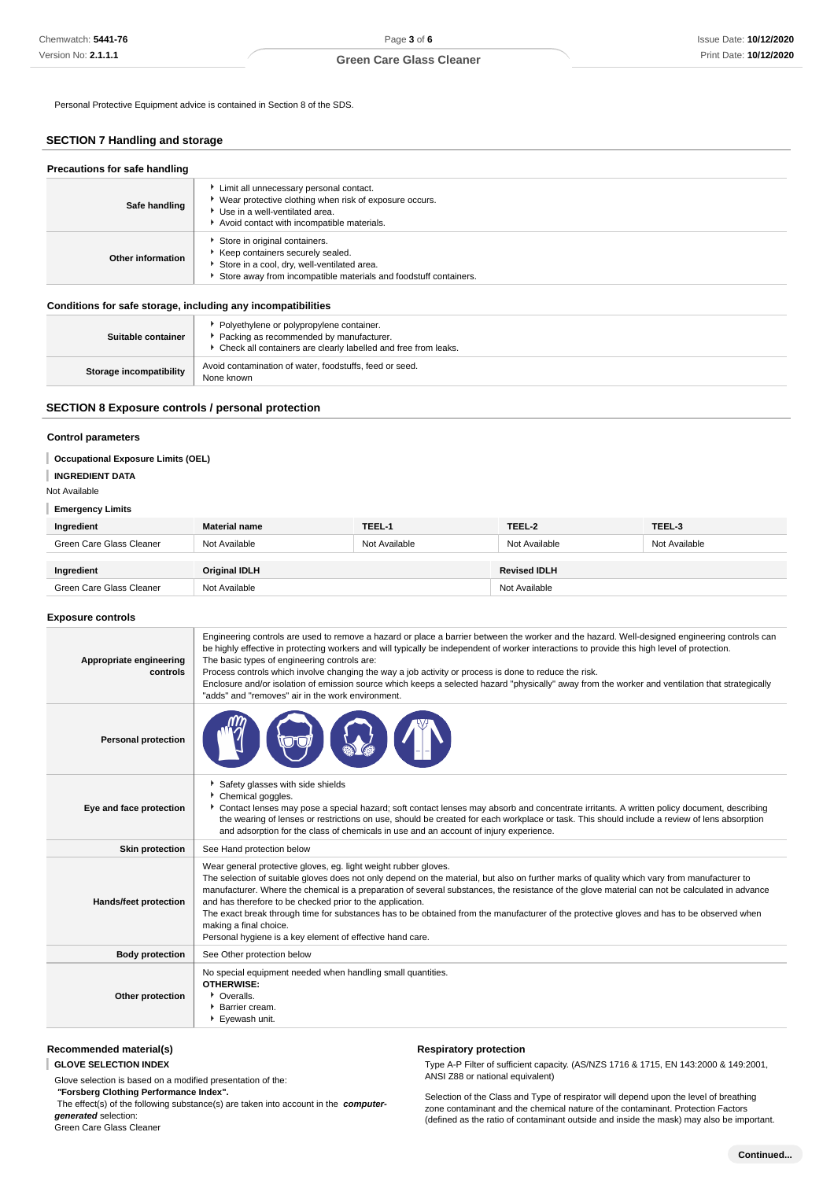Personal Protective Equipment advice is contained in Section 8 of the SDS.

## SECTION 7 Handling and storage

### Precautions for safe handling

| | |
|---|---|
| **Safe handling** | - Limit all unnecessary personal contact.<br>- Wear protective clothing when risk of exposure occurs.<br>- Use in a well-ventilated area.<br>- Avoid contact with incompatible materials. |
| **Other information** | - Store in original containers.<br>- Keep containers securely sealed.<br>- Store in a cool, dry, well-ventilated area.<br>- Store away from incompatible materials and foodstuff containers. |

### Conditions for safe storage, including any incompatibilities

| | |
|---|---|
| **Suitable container** | - Polyethylene or polypropylene container.<br>- Packing as recommended by manufacturer.<br>- Check all containers are clearly labelled and free from leaks. |
| **Storage incompatibility** | Avoid contamination of water, foodstuffs, feed or seed.<br>None known |

## SECTION 8 Exposure controls / personal protection

### Control parameters

**Occupational Exposure Limits (OEL)**

**INGREDIENT DATA**

Not Available

**Emergency Limits**

| Ingredient | Material name | TEEL-1 | TEEL-2 | TEEL-3 |
|---|---|---|---|---|
| Green Care Glass Cleaner | Not Available | Not Available | Not Available | Not Available |

| Ingredient | Original IDLH | Revised IDLH |
|---|---|---|
| Green Care Glass Cleaner | Not Available | Not Available |

### Exposure controls

| | |
|---|---|
| **Appropriate engineering controls** | Engineering controls are used to remove a hazard or place a barrier between the worker and the hazard. Well-designed engineering controls can be highly effective in protecting workers and will typically be independent of worker interactions to provide this high level of protection.<br>The basic types of engineering controls are:<br>Process controls which involve changing the way a job activity or process is done to reduce the risk.<br>Enclosure and/or isolation of emission source which keeps a selected hazard "physically" away from the worker and ventilation that strategically "adds" and "removes" air in the work environment. |
| **Personal protection** | |
| **Eye and face protection** | - Safety glasses with side shields<br>- Chemical goggles.<br>- Contact lenses may pose a special hazard; soft contact lenses may absorb and concentrate irritants. A written policy document, describing the wearing of lenses or restrictions on use, should be created for each workplace or task. This should include a review of lens absorption and adsorption for the class of chemicals in use and an account of injury experience. |
| **Skin protection** | See Hand protection below |
| **Hands/feet protection** | Wear general protective gloves, eg. light weight rubber gloves.<br>The selection of suitable gloves does not only depend on the material, but also on further marks of quality which vary from manufacturer to manufacturer. Where the chemical is a preparation of several substances, the resistance of the glove material can not be calculated in advance and has therefore to be checked prior to the application.<br>The exact break through time for substances has to be obtained from the manufacturer of the protective gloves and has to be observed when making a final choice.<br>Personal hygiene is a key element of effective hand care. |
| **Body protection** | See Other protection below |
| **Other protection** | No special equipment needed when handling small quantities.<br>**OTHERWISE:**<br>- Overalls.<br>- Barrier cream.<br>- Eyewash unit. |

### Recommended material(s)

**GLOVE SELECTION INDEX**

Glove selection is based on a modified presentation of the:
***"Forsberg Clothing Performance Index".***
The effect(s) of the following substance(s) are taken into account in the ***computer-generated*** selection:
Green Care Glass Cleaner

### Respiratory protection

Type A-P Filter of sufficient capacity. (AS/NZS 1716 & 1715, EN 143:2000 & 149:2001, ANSI Z88 or national equivalent)

Selection of the Class and Type of respirator will depend upon the level of breathing zone contaminant and the chemical nature of the contaminant. Protection Factors (defined as the ratio of contaminant outside and inside the mask) may also be important.

**Continued...**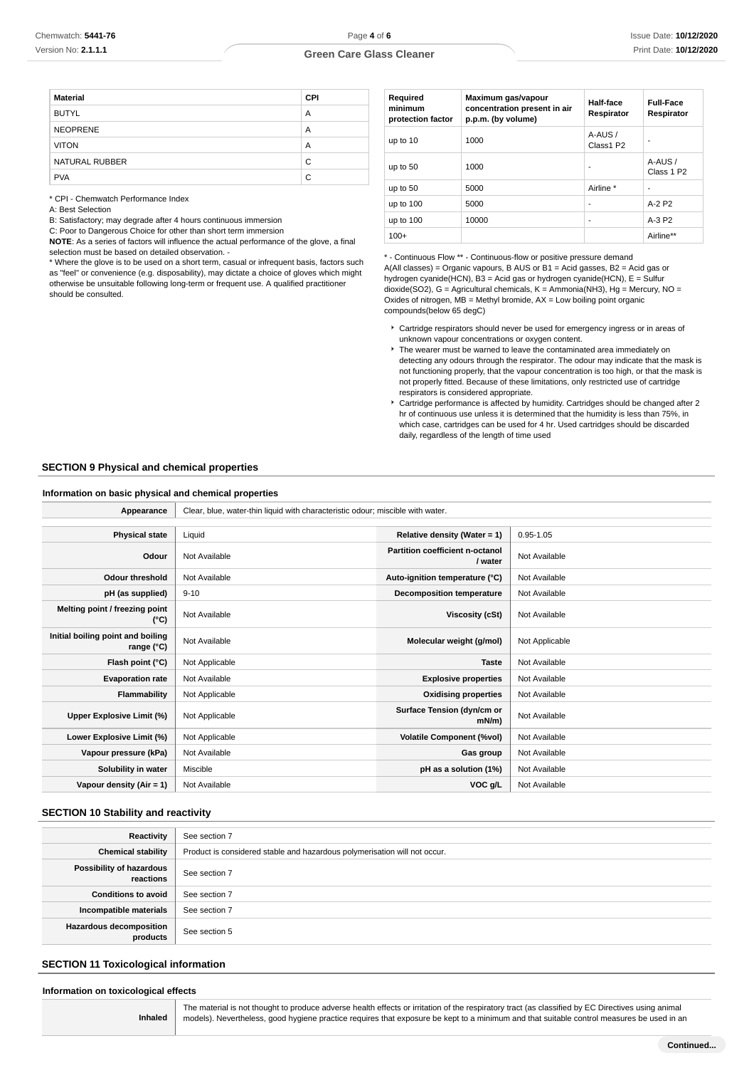| Material | CPI |
|---|---|
| BUTYL | A |
| NEOPRENE | A |
| VITON | A |
| NATURAL RUBBER | C |
| PVA | C |

* CPI - Chemwatch Performance Index

A: Best Selection

B: Satisfactory; may degrade after 4 hours continuous immersion

C: Poor to Dangerous Choice for other than short term immersion

**NOTE**: As a series of factors will influence the actual performance of the glove, a final selection must be based on detailed observation. -

* Where the glove is to be used on a short term, casual or infrequent basis, factors such as "feel" or convenience (e.g. disposability), may dictate a choice of gloves which might otherwise be unsuitable following long-term or frequent use. A qualified practitioner should be consulted.

| Required minimum protection factor | Maximum gas/vapour concentration present in air p.p.m. (by volume) | Half-face Respirator | Full-Face Respirator |
|---|---|---|---|
| up to 10 | 1000 | A-AUS / Class1 P2 | - |
| up to 50 | 1000 | - | A-AUS / Class 1 P2 |
| up to 50 | 5000 | Airline * | - |
| up to 100 | 5000 | - | A-2 P2 |
| up to 100 | 10000 | - | A-3 P2 |
| 100+ | | | Airline** |

* - Continuous Flow ** - Continuous-flow or positive pressure demand

A(All classes) = Organic vapours, B AUS or B1 = Acid gasses, B2 = Acid gas or hydrogen cyanide(HCN), B3 = Acid gas or hydrogen cyanide(HCN), E = Sulfur dioxide(SO2), G = Agricultural chemicals, K = Ammonia(NH3), Hg = Mercury, NO = Oxides of nitrogen, MB = Methyl bromide, AX = Low boiling point organic compounds(below 65 degC)

- Cartridge respirators should never be used for emergency ingress or in areas of unknown vapour concentrations or oxygen content.
- The wearer must be warned to leave the contaminated area immediately on detecting any odours through the respirator. The odour may indicate that the mask is not functioning properly, that the vapour concentration is too high, or that the mask is not properly fitted. Because of these limitations, only restricted use of cartridge respirators is considered appropriate.
- Cartridge performance is affected by humidity. Cartridges should be changed after 2 hr of continuous use unless it is determined that the humidity is less than 75%, in which case, cartridges can be used for 4 hr. Used cartridges should be discarded daily, regardless of the length of time used

## SECTION 9 Physical and chemical properties

### Information on basic physical and chemical properties

| Appearance | Clear, blue, water-thin liquid with characteristic odour; miscible with water. | | |
|---|---|---|---|
| **Physical state** | Liquid | **Relative density (Water = 1)** | 0.95-1.05 |
| **Odour** | Not Available | **Partition coefficient n-octanol / water** | Not Available |
| **Odour threshold** | Not Available | **Auto-ignition temperature (°C)** | Not Available |
| **pH (as supplied)** | 9-10 | **Decomposition temperature** | Not Available |
| **Melting point / freezing point (°C)** | Not Available | **Viscosity (cSt)** | Not Available |
| **Initial boiling point and boiling range (°C)** | Not Available | **Molecular weight (g/mol)** | Not Applicable |
| **Flash point (°C)** | Not Applicable | **Taste** | Not Available |
| **Evaporation rate** | Not Available | **Explosive properties** | Not Available |
| **Flammability** | Not Applicable | **Oxidising properties** | Not Available |
| **Upper Explosive Limit (%)** | Not Applicable | **Surface Tension (dyn/cm or mN/m)** | Not Available |
| **Lower Explosive Limit (%)** | Not Applicable | **Volatile Component (%vol)** | Not Available |
| **Vapour pressure (kPa)** | Not Available | **Gas group** | Not Available |
| **Solubility in water** | Miscible | **pH as a solution (1%)** | Not Available |
| **Vapour density (Air = 1)** | Not Available | **VOC g/L** | Not Available |

## SECTION 10 Stability and reactivity

| | |
|---|---|
| **Reactivity** | See section 7 |
| **Chemical stability** | Product is considered stable and hazardous polymerisation will not occur. |
| **Possibility of hazardous reactions** | See section 7 |
| **Conditions to avoid** | See section 7 |
| **Incompatible materials** | See section 7 |
| **Hazardous decomposition products** | See section 5 |

## SECTION 11 Toxicological information

### Information on toxicological effects

| | |
|---|---|
| **Inhaled** | The material is not thought to produce adverse health effects or irritation of the respiratory tract (as classified by EC Directives using animal models). Nevertheless, good hygiene practice requires that exposure be kept to a minimum and that suitable control measures be used in an |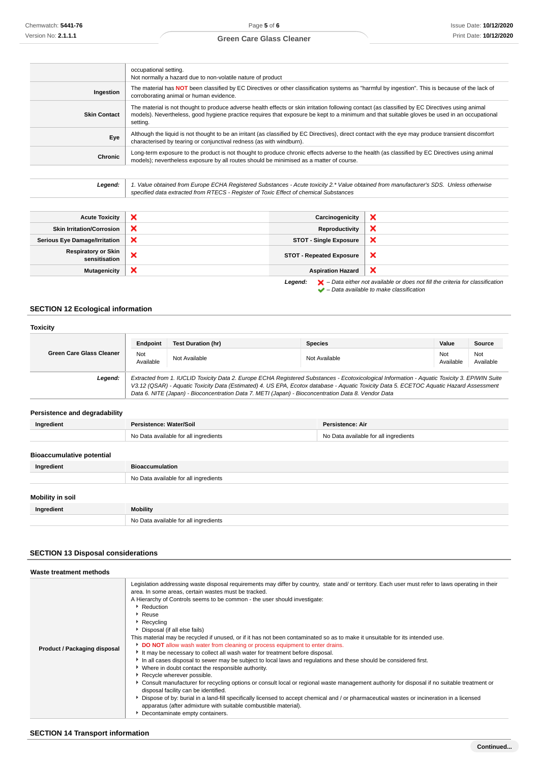| | |
|---|---|
| | occupational setting.<br>Not normally a hazard due to non-volatile nature of product |
| **Ingestion** | The material has **NOT** been classified by EC Directives or other classification systems as "harmful by ingestion". This is because of the lack of corroborating animal or human evidence. |
| **Skin Contact** | The material is not thought to produce adverse health effects or skin irritation following contact (as classified by EC Directives using animal models). Nevertheless, good hygiene practice requires that exposure be kept to a minimum and that suitable gloves be used in an occupational setting. |
| **Eye** | Although the liquid is not thought to be an irritant (as classified by EC Directives), direct contact with the eye may produce transient discomfort characterised by tearing or conjunctival redness (as with windburn). |
| **Chronic** | Long-term exposure to the product is not thought to produce chronic effects adverse to the health (as classified by EC Directives using animal models); nevertheless exposure by all routes should be minimised as a matter of course. |

| | |
|---|---|
| ***Legend:*** | *1. Value obtained from Europe ECHA Registered Substances - Acute toxicity 2.* Value obtained from manufacturer's SDS. Unless otherwise specified data extracted from RTECS - Register of Toxic Effect of chemical Substances* |

| | | | |
|---|---|---|---|
| **Acute Toxicity** | ✗ | **Carcinogenicity** | ✗ |
| **Skin Irritation/Corrosion** | ✗ | **Reproductivity** | ✗ |
| **Serious Eye Damage/Irritation** | ✗ | **STOT - Single Exposure** | ✗ |
| **Respiratory or Skin sensitisation** | ✗ | **STOT - Repeated Exposure** | ✗ |
| **Mutagenicity** | ✗ | **Aspiration Hazard** | ✗ |

***Legend:*** ✗ *– Data either not available or does not fill the criteria for classification*
✔ *– Data available to make classification*

## SECTION 12 Ecological information

### Toxicity

| | Endpoint | Test Duration (hr) | Species | Value | Source |
|---|---|---|---|---|---|
| **Green Care Glass Cleaner** | Not Available | Not Available | Not Available | Not Available | Not Available |
| ***Legend:*** | *Extracted from 1. IUCLID Toxicity Data 2. Europe ECHA Registered Substances - Ecotoxicological Information - Aquatic Toxicity 3. EPIWIN Suite V3.12 (QSAR) - Aquatic Toxicity Data (Estimated) 4. US EPA, Ecotox database - Aquatic Toxicity Data 5. ECETOC Aquatic Hazard Assessment Data 6. NITE (Japan) - Bioconcentration Data 7. METI (Japan) - Bioconcentration Data 8. Vendor Data* | | | | |

### Persistence and degradability

| Ingredient | Persistence: Water/Soil | Persistence: Air |
|---|---|---|
| | No Data available for all ingredients | No Data available for all ingredients |

### Bioaccumulative potential

| Ingredient | Bioaccumulation |
|---|---|
| | No Data available for all ingredients |

### Mobility in soil

| Ingredient | Mobility |
|---|---|
| | No Data available for all ingredients |

## SECTION 13 Disposal considerations

### Waste treatment methods

**Product / Packaging disposal**

Legislation addressing waste disposal requirements may differ by country, state and/ or territory. Each user must refer to laws operating in their area. In some areas, certain wastes must be tracked.
A Hierarchy of Controls seems to be common - the user should investigate:

- Reduction
- Reuse
- Recycling
- Disposal (if all else fails)

This material may be recycled if unused, or if it has not been contaminated so as to make it unsuitable for its intended use.

- **DO NOT** allow wash water from cleaning or process equipment to enter drains.
- It may be necessary to collect all wash water for treatment before disposal.
- In all cases disposal to sewer may be subject to local laws and regulations and these should be considered first.
- Where in doubt contact the responsible authority.
- Recycle wherever possible.
- Consult manufacturer for recycling options or consult local or regional waste management authority for disposal if no suitable treatment or disposal facility can be identified.
- Dispose of by: burial in a land-fill specifically licensed to accept chemical and / or pharmaceutical wastes or incineration in a licensed apparatus (after admixture with suitable combustible material).
- Decontaminate empty containers.

## SECTION 14 Transport information

Continued...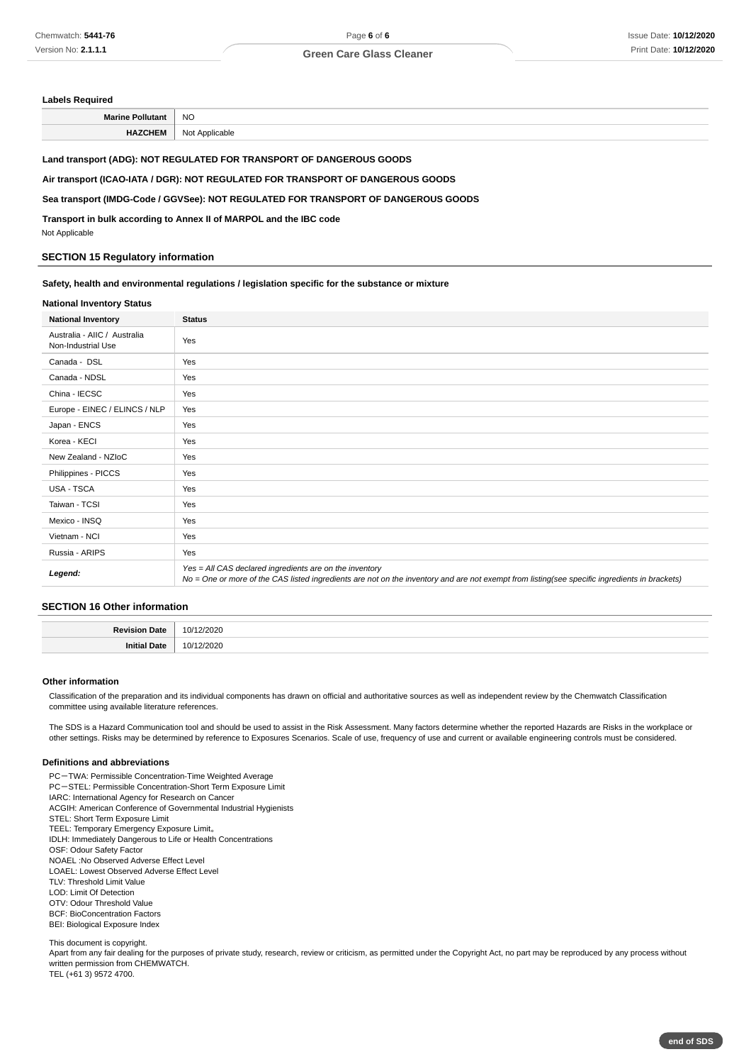### Labels Required

| | |
|---|---|
| **Marine Pollutant** | NO |
| **HAZCHEM** | Not Applicable |

**Land transport (ADG): NOT REGULATED FOR TRANSPORT OF DANGEROUS GOODS**

**Air transport (ICAO-IATA / DGR): NOT REGULATED FOR TRANSPORT OF DANGEROUS GOODS**

**Sea transport (IMDG-Code / GGVSee): NOT REGULATED FOR TRANSPORT OF DANGEROUS GOODS**

**Transport in bulk according to Annex II of MARPOL and the IBC code**

Not Applicable

## SECTION 15 Regulatory information

**Safety, health and environmental regulations / legislation specific for the substance or mixture**

### National Inventory Status

| National Inventory | Status |
|---|---|
| Australia - AIIC / Australia Non-Industrial Use | Yes |
| Canada - DSL | Yes |
| Canada - NDSL | Yes |
| China - IECSC | Yes |
| Europe - EINEC / ELINCS / NLP | Yes |
| Japan - ENCS | Yes |
| Korea - KECI | Yes |
| New Zealand - NZIoC | Yes |
| Philippines - PICCS | Yes |
| USA - TSCA | Yes |
| Taiwan - TCSI | Yes |
| Mexico - INSQ | Yes |
| Vietnam - NCI | Yes |
| Russia - ARIPS | Yes |
| ***Legend:*** | *Yes = All CAS declared ingredients are on the inventory*<br>*No = One or more of the CAS listed ingredients are not on the inventory and are not exempt from listing(see specific ingredients in brackets)* |

## SECTION 16 Other information

| | |
|---|---|
| **Revision Date** | 10/12/2020 |
| **Initial Date** | 10/12/2020 |

### Other information

Classification of the preparation and its individual components has drawn on official and authoritative sources as well as independent review by the Chemwatch Classification committee using available literature references.

The SDS is a Hazard Communication tool and should be used to assist in the Risk Assessment. Many factors determine whether the reported Hazards are Risks in the workplace or other settings. Risks may be determined by reference to Exposures Scenarios. Scale of use, frequency of use and current or available engineering controls must be considered.

### Definitions and abbreviations

PC－TWA: Permissible Concentration-Time Weighted Average
PC－STEL: Permissible Concentration-Short Term Exposure Limit
IARC: International Agency for Research on Cancer
ACGIH: American Conference of Governmental Industrial Hygienists
STEL: Short Term Exposure Limit
TEEL: Temporary Emergency Exposure Limit。
IDLH: Immediately Dangerous to Life or Health Concentrations
OSF: Odour Safety Factor
NOAEL :No Observed Adverse Effect Level
LOAEL: Lowest Observed Adverse Effect Level
TLV: Threshold Limit Value
LOD: Limit Of Detection
OTV: Odour Threshold Value
BCF: BioConcentration Factors
BEI: Biological Exposure Index

This document is copyright.
Apart from any fair dealing for the purposes of private study, research, review or criticism, as permitted under the Copyright Act, no part may be reproduced by any process without written permission from CHEMWATCH.
TEL (+61 3) 9572 4700.

**end of SDS**